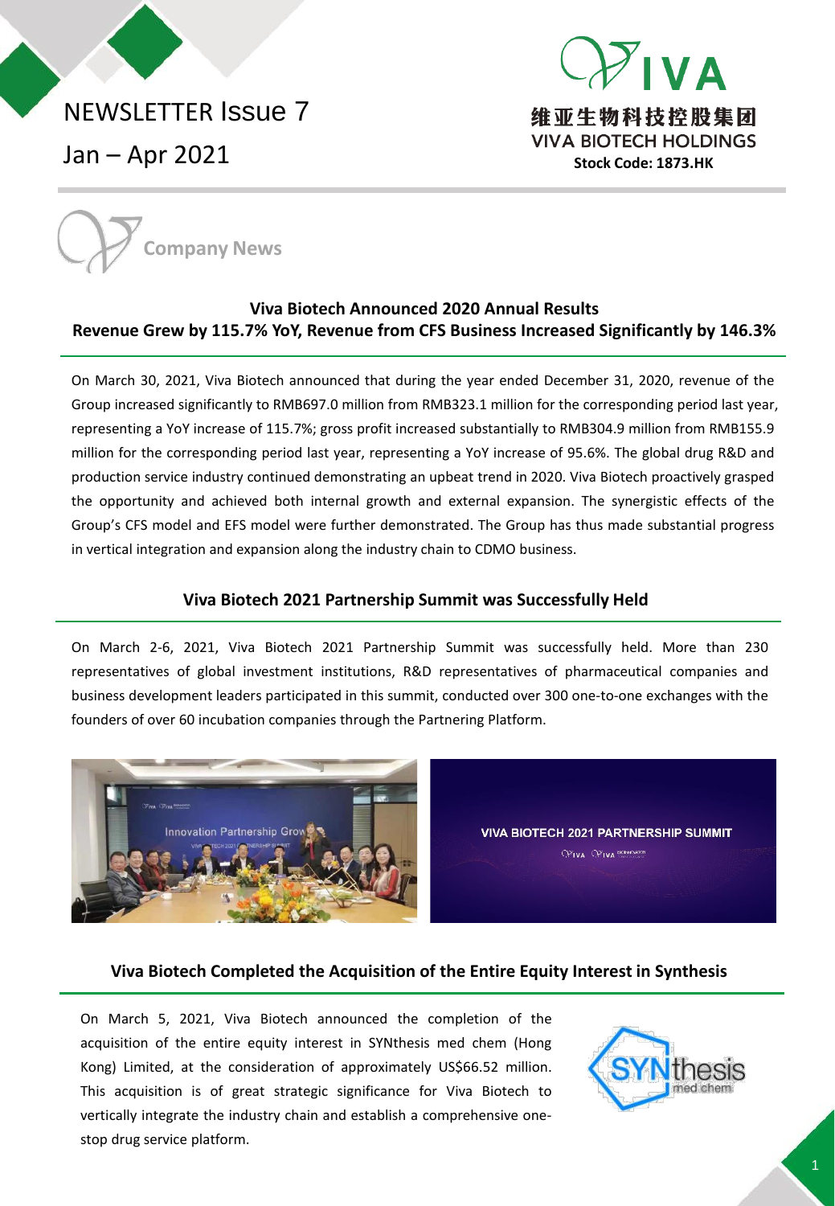# NEWSLETTER Issue 7

Jan – Apr 2021

维亚生物科技控股集团
VIVA BIOTECH HOLDINGS
**Stock Code: 1873.HK**

## Company News

### Viva Biotech Announced 2020 Annual Results
### Revenue Grew by 115.7% YoY, Revenue from CFS Business Increased Significantly by 146.3%

On March 30, 2021, Viva Biotech announced that during the year ended December 31, 2020, revenue of the Group increased significantly to RMB697.0 million from RMB323.1 million for the corresponding period last year, representing a YoY increase of 115.7%; gross profit increased substantially to RMB304.9 million from RMB155.9 million for the corresponding period last year, representing a YoY increase of 95.6%. The global drug R&D and production service industry continued demonstrating an upbeat trend in 2020. Viva Biotech proactively grasped the opportunity and achieved both internal growth and external expansion. The synergistic effects of the Group's CFS model and EFS model were further demonstrated. The Group has thus made substantial progress in vertical integration and expansion along the industry chain to CDMO business.

### Viva Biotech 2021 Partnership Summit was Successfully Held

On March 2-6, 2021, Viva Biotech 2021 Partnership Summit was successfully held. More than 230 representatives of global investment institutions, R&D representatives of pharmaceutical companies and business development leaders participated in this summit, conducted over 300 one-to-one exchanges with the founders of over 60 incubation companies through the Partnering Platform.

### Viva Biotech Completed the Acquisition of the Entire Equity Interest in Synthesis

On March 5, 2021, Viva Biotech announced the completion of the acquisition of the entire equity interest in SYNthesis med chem (Hong Kong) Limited, at the consideration of approximately US$66.52 million. This acquisition is of great strategic significance for Viva Biotech to vertically integrate the industry chain and establish a comprehensive one-stop drug service platform.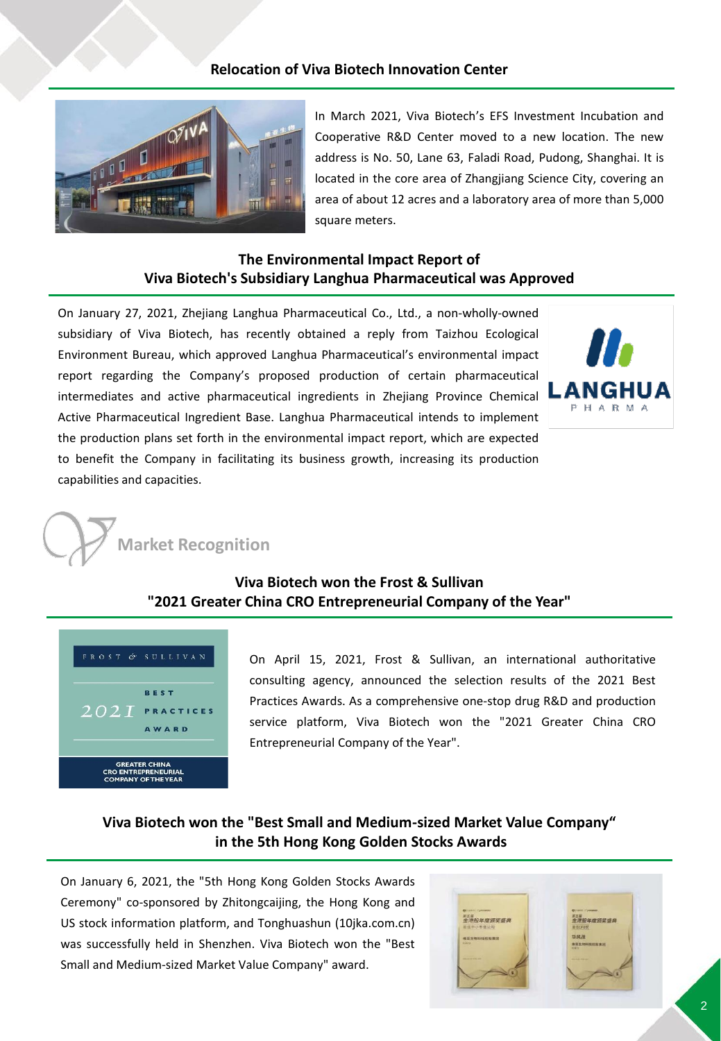## Relocation of Viva Biotech Innovation Center

In March 2021, Viva Biotech's EFS Investment Incubation and Cooperative R&D Center moved to a new location. The new address is No. 50, Lane 63, Faladi Road, Pudong, Shanghai. It is located in the core area of Zhangjiang Science City, covering an area of about 12 acres and a laboratory area of more than 5,000 square meters.

## The Environmental Impact Report of Viva Biotech's Subsidiary Langhua Pharmaceutical was Approved

On January 27, 2021, Zhejiang Langhua Pharmaceutical Co., Ltd., a non-wholly-owned subsidiary of Viva Biotech, has recently obtained a reply from Taizhou Ecological Environment Bureau, which approved Langhua Pharmaceutical's environmental impact report regarding the Company's proposed production of certain pharmaceutical intermediates and active pharmaceutical ingredients in Zhejiang Province Chemical Active Pharmaceutical Ingredient Base. Langhua Pharmaceutical intends to implement the production plans set forth in the environmental impact report, which are expected to benefit the Company in facilitating its business growth, increasing its production capabilities and capacities.

# Market Recognition

## Viva Biotech won the Frost & Sullivan "2021 Greater China CRO Entrepreneurial Company of the Year"

On April 15, 2021, Frost & Sullivan, an international authoritative consulting agency, announced the selection results of the 2021 Best Practices Awards. As a comprehensive one-stop drug R&D and production service platform, Viva Biotech won the "2021 Greater China CRO Entrepreneurial Company of the Year".

## Viva Biotech won the "Best Small and Medium-sized Market Value Company" in the 5th Hong Kong Golden Stocks Awards

On January 6, 2021, the "5th Hong Kong Golden Stocks Awards Ceremony" co-sponsored by Zhitongcaijing, the Hong Kong and US stock information platform, and Tonghuashun (10jka.com.cn) was successfully held in Shenzhen. Viva Biotech won the "Best Small and Medium-sized Market Value Company" award.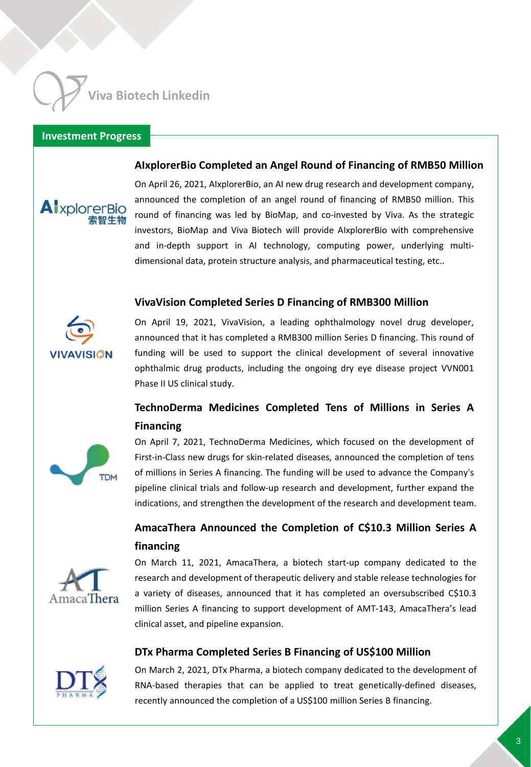# Viva Biotech Linkedin

## Investment Progress

### AIxplorerBio Completed an Angel Round of Financing of RMB50 Million

On April 26, 2021, AIxplorerBio, an AI new drug research and development company, announced the completion of an angel round of financing of RMB50 million. This round of financing was led by BioMap, and co-invested by Viva. As the strategic investors, BioMap and Viva Biotech will provide AIxplorerBio with comprehensive and in-depth support in AI technology, computing power, underlying multi-dimensional data, protein structure analysis, and pharmaceutical testing, etc..

### VivaVision Completed Series D Financing of RMB300 Million

On April 19, 2021, VivaVision, a leading ophthalmology novel drug developer, announced that it has completed a RMB300 million Series D financing. This round of funding will be used to support the clinical development of several innovative ophthalmic drug products, including the ongoing dry eye disease project VVN001 Phase II US clinical study.

### TechnoDerma Medicines Completed Tens of Millions in Series A Financing

On April 7, 2021, TechnoDerma Medicines, which focused on the development of First-in-Class new drugs for skin-related diseases, announced the completion of tens of millions in Series A financing. The funding will be used to advance the Company's pipeline clinical trials and follow-up research and development, further expand the indications, and strengthen the development of the research and development team.

### AmacaThera Announced the Completion of C$10.3 Million Series A financing

On March 11, 2021, AmacaThera, a biotech start-up company dedicated to the research and development of therapeutic delivery and stable release technologies for a variety of diseases, announced that it has completed an oversubscribed C$10.3 million Series A financing to support development of AMT-143, AmacaThera's lead clinical asset, and pipeline expansion.

### DTx Pharma Completed Series B Financing of US$100 Million

On March 2, 2021, DTx Pharma, a biotech company dedicated to the development of RNA-based therapies that can be applied to treat genetically-defined diseases, recently announced the completion of a US$100 million Series B financing.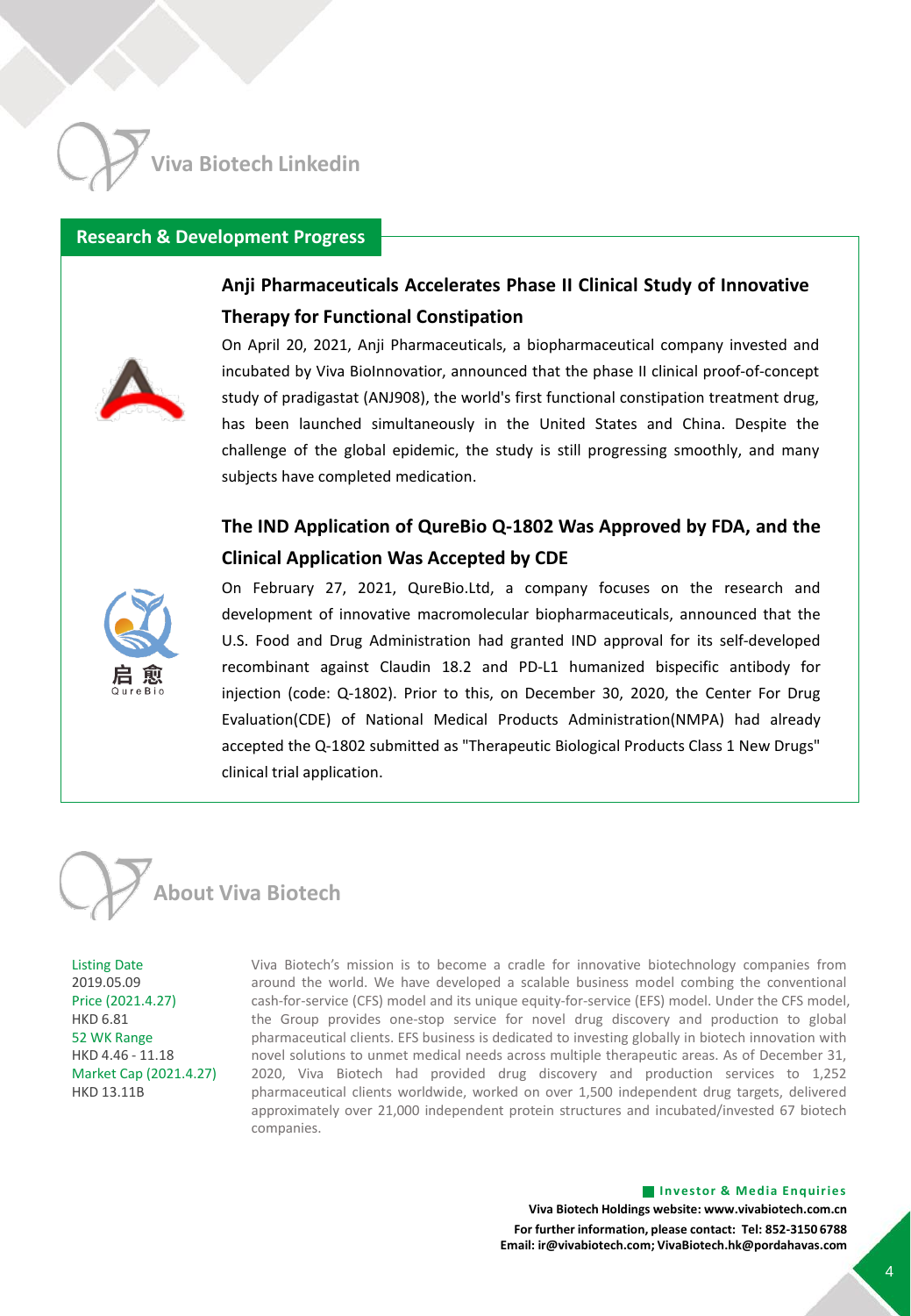## Viva Biotech Linkedin

### Research & Development Progress

#### Anji Pharmaceuticals Accelerates Phase II Clinical Study of Innovative Therapy for Functional Constipation

On April 20, 2021, Anji Pharmaceuticals, a biopharmaceutical company invested and incubated by Viva BioInnovatior, announced that the phase II clinical proof-of-concept study of pradigastat (ANJ908), the world's first functional constipation treatment drug, has been launched simultaneously in the United States and China. Despite the challenge of the global epidemic, the study is still progressing smoothly, and many subjects have completed medication.

#### The IND Application of QureBio Q-1802 Was Approved by FDA, and the Clinical Application Was Accepted by CDE

启愈
QureBio

On February 27, 2021, QureBio.Ltd, a company focuses on the research and development of innovative macromolecular biopharmaceuticals, announced that the U.S. Food and Drug Administration had granted IND approval for its self-developed recombinant against Claudin 18.2 and PD-L1 humanized bispecific antibody for injection (code: Q-1802). Prior to this, on December 30, 2020, the Center For Drug Evaluation(CDE) of National Medical Products Administration(NMPA) had already accepted the Q-1802 submitted as "Therapeutic Biological Products Class 1 New Drugs" clinical trial application.

## About Viva Biotech

Listing Date
2019.05.09
Price (2021.4.27)
HKD 6.81
52 WK Range
HKD 4.46 - 11.18
Market Cap (2021.4.27)
HKD 13.11B

Viva Biotech's mission is to become a cradle for innovative biotechnology companies from around the world. We have developed a scalable business model combing the conventional cash-for-service (CFS) model and its unique equity-for-service (EFS) model. Under the CFS model, the Group provides one-stop service for novel drug discovery and production to global pharmaceutical clients. EFS business is dedicated to investing globally in biotech innovation with novel solutions to unmet medical needs across multiple therapeutic areas. As of December 31, 2020, Viva Biotech had provided drug discovery and production services to 1,252 pharmaceutical clients worldwide, worked on over 1,500 independent drug targets, delivered approximately over 21,000 independent protein structures and incubated/invested 67 biotech companies.

**Investor & Media Enquiries**

**Viva Biotech Holdings website: www.vivabiotech.com.cn**

**For further information, please contact: Tel: 852-3150 6788**

**Email: ir@vivabiotech.com; VivaBiotech.hk@pordahavas.com**